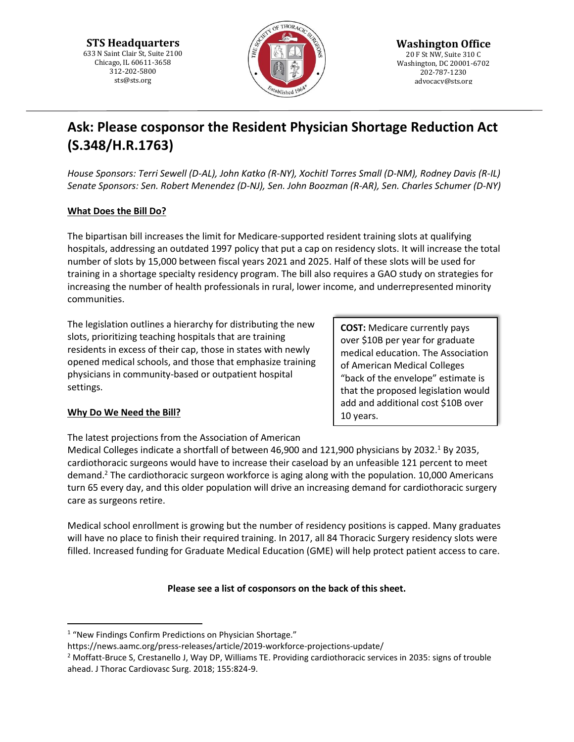**STS Headquarters**
633 N Saint Clair St, Suite 2100
Chicago, IL 60611-3658
312-202-5800
sts@sts.org

**Washington Office**
20 F St NW, Suite 310 C
Washington, DC 20001-6702
202-787-1230
advocacy@sts.org

# Ask: Please cosponsor the Resident Physician Shortage Reduction Act (S.348/H.R.1763)

*House Sponsors: Terri Sewell (D-AL), John Katko (R-NY), Xochitl Torres Small (D-NM), Rodney Davis (R-IL)*
*Senate Sponsors: Sen. Robert Menendez (D-NJ), Sen. John Boozman (R-AR), Sen. Charles Schumer (D-NY)*

## What Does the Bill Do?

The bipartisan bill increases the limit for Medicare-supported resident training slots at qualifying hospitals, addressing an outdated 1997 policy that put a cap on residency slots. It will increase the total number of slots by 15,000 between fiscal years 2021 and 2025. Half of these slots will be used for training in a shortage specialty residency program. The bill also requires a GAO study on strategies for increasing the number of health professionals in rural, lower income, and underrepresented minority communities.

The legislation outlines a hierarchy for distributing the new slots, prioritizing teaching hospitals that are training residents in excess of their cap, those in states with newly opened medical schools, and those that emphasize training physicians in community-based or outpatient hospital settings.

**COST:** Medicare currently pays over $10B per year for graduate medical education. The Association of American Medical Colleges "back of the envelope" estimate is that the proposed legislation would add and additional cost $10B over 10 years.

## Why Do We Need the Bill?

The latest projections from the Association of American Medical Colleges indicate a shortfall of between 46,900 and 121,900 physicians by 2032.[1] By 2035, cardiothoracic surgeons would have to increase their caseload by an unfeasible 121 percent to meet demand.[2] The cardiothoracic surgeon workforce is aging along with the population. 10,000 Americans turn 65 every day, and this older population will drive an increasing demand for cardiothoracic surgery care as surgeons retire.

Medical school enrollment is growing but the number of residency positions is capped. Many graduates will have no place to finish their required training. In 2017, all 84 Thoracic Surgery residency slots were filled. Increased funding for Graduate Medical Education (GME) will help protect patient access to care.

**Please see a list of cosponsors on the back of this sheet.**

---

[1] "New Findings Confirm Predictions on Physician Shortage." https://news.aamc.org/press-releases/article/2019-workforce-projections-update/

[2] Moffatt-Bruce S, Crestanello J, Way DP, Williams TE. Providing cardiothoracic services in 2035: signs of trouble ahead. J Thorac Cardiovasc Surg. 2018; 155:824-9.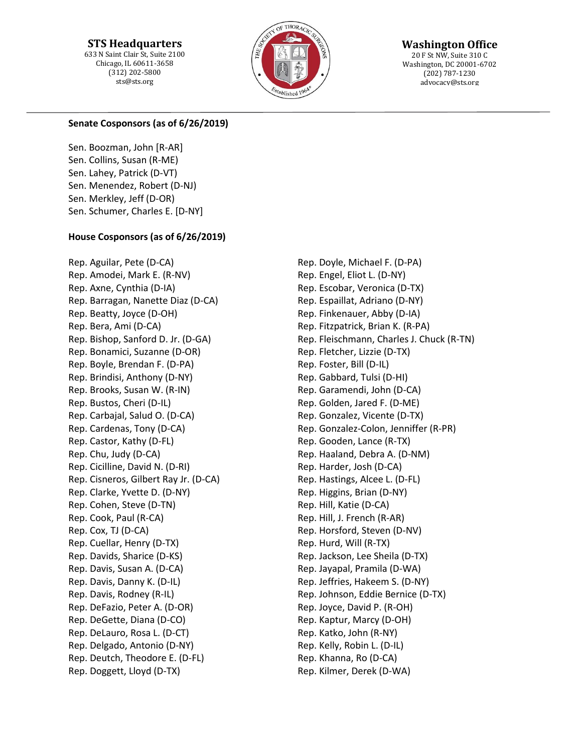### Senate Cosponsors (as of 6/26/2019)

Sen. Boozman, John [R-AR]
Sen. Collins, Susan (R-ME)
Sen. Lahey, Patrick (D-VT)
Sen. Menendez, Robert (D-NJ)
Sen. Merkley, Jeff (D-OR)
Sen. Schumer, Charles E. [D-NY]

### House Cosponsors (as of 6/26/2019)

Rep. Aguilar, Pete (D-CA)
Rep. Amodei, Mark E. (R-NV)
Rep. Axne, Cynthia (D-IA)
Rep. Barragan, Nanette Diaz (D-CA)
Rep. Beatty, Joyce (D-OH)
Rep. Bera, Ami (D-CA)
Rep. Bishop, Sanford D. Jr. (D-GA)
Rep. Bonamici, Suzanne (D-OR)
Rep. Boyle, Brendan F. (D-PA)
Rep. Brindisi, Anthony (D-NY)
Rep. Brooks, Susan W. (R-IN)
Rep. Bustos, Cheri (D-IL)
Rep. Carbajal, Salud O. (D-CA)
Rep. Cardenas, Tony (D-CA)
Rep. Castor, Kathy (D-FL)
Rep. Chu, Judy (D-CA)
Rep. Cicilline, David N. (D-RI)
Rep. Cisneros, Gilbert Ray Jr. (D-CA)
Rep. Clarke, Yvette D. (D-NY)
Rep. Cohen, Steve (D-TN)
Rep. Cook, Paul (R-CA)
Rep. Cox, TJ (D-CA)
Rep. Cuellar, Henry (D-TX)
Rep. Davids, Sharice (D-KS)
Rep. Davis, Susan A. (D-CA)
Rep. Davis, Danny K. (D-IL)
Rep. Davis, Rodney (R-IL)
Rep. DeFazio, Peter A. (D-OR)
Rep. DeGette, Diana (D-CO)
Rep. DeLauro, Rosa L. (D-CT)
Rep. Delgado, Antonio (D-NY)
Rep. Deutch, Theodore E. (D-FL)
Rep. Doggett, Lloyd (D-TX)
Rep. Doyle, Michael F. (D-PA)
Rep. Engel, Eliot L. (D-NY)
Rep. Escobar, Veronica (D-TX)
Rep. Espaillat, Adriano (D-NY)
Rep. Finkenauer, Abby (D-IA)
Rep. Fitzpatrick, Brian K. (R-PA)
Rep. Fleischmann, Charles J. Chuck (R-TN)
Rep. Fletcher, Lizzie (D-TX)
Rep. Foster, Bill (D-IL)
Rep. Gabbard, Tulsi (D-HI)
Rep. Garamendi, John (D-CA)
Rep. Golden, Jared F. (D-ME)
Rep. Gonzalez, Vicente (D-TX)
Rep. Gonzalez-Colon, Jenniffer (R-PR)
Rep. Gooden, Lance (R-TX)
Rep. Haaland, Debra A. (D-NM)
Rep. Harder, Josh (D-CA)
Rep. Hastings, Alcee L. (D-FL)
Rep. Higgins, Brian (D-NY)
Rep. Hill, Katie (D-CA)
Rep. Hill, J. French (R-AR)
Rep. Horsford, Steven (D-NV)
Rep. Hurd, Will (R-TX)
Rep. Jackson, Lee Sheila (D-TX)
Rep. Jayapal, Pramila (D-WA)
Rep. Jeffries, Hakeem S. (D-NY)
Rep. Johnson, Eddie Bernice (D-TX)
Rep. Joyce, David P. (R-OH)
Rep. Kaptur, Marcy (D-OH)
Rep. Katko, John (R-NY)
Rep. Kelly, Robin L. (D-IL)
Rep. Khanna, Ro (D-CA)
Rep. Kilmer, Derek (D-WA)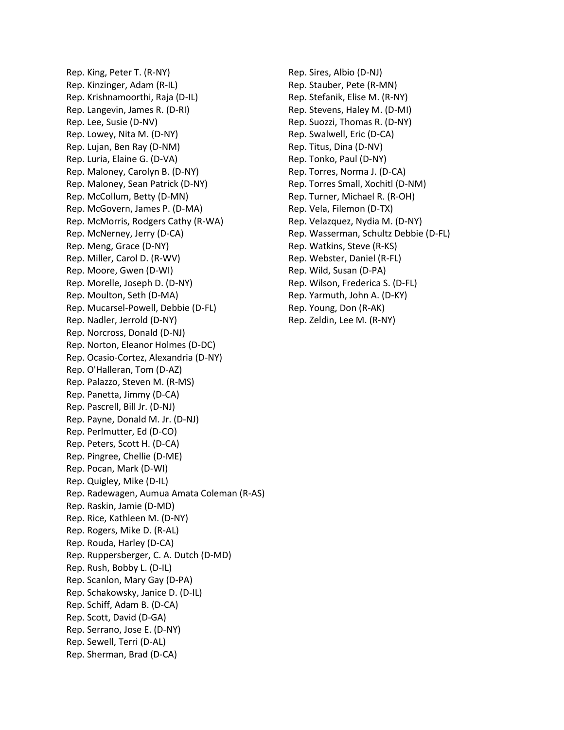Rep. King, Peter T. (R-NY)
Rep. Kinzinger, Adam (R-IL)
Rep. Krishnamoorthi, Raja (D-IL)
Rep. Langevin, James R. (D-RI)
Rep. Lee, Susie (D-NV)
Rep. Lowey, Nita M. (D-NY)
Rep. Lujan, Ben Ray (D-NM)
Rep. Luria, Elaine G. (D-VA)
Rep. Maloney, Carolyn B. (D-NY)
Rep. Maloney, Sean Patrick (D-NY)
Rep. McCollum, Betty (D-MN)
Rep. McGovern, James P. (D-MA)
Rep. McMorris, Rodgers Cathy (R-WA)
Rep. McNerney, Jerry (D-CA)
Rep. Meng, Grace (D-NY)
Rep. Miller, Carol D. (R-WV)
Rep. Moore, Gwen (D-WI)
Rep. Morelle, Joseph D. (D-NY)
Rep. Moulton, Seth (D-MA)
Rep. Mucarsel-Powell, Debbie (D-FL)
Rep. Nadler, Jerrold (D-NY)
Rep. Norcross, Donald (D-NJ)
Rep. Norton, Eleanor Holmes (D-DC)
Rep. Ocasio-Cortez, Alexandria (D-NY)
Rep. O'Halleran, Tom (D-AZ)
Rep. Palazzo, Steven M. (R-MS)
Rep. Panetta, Jimmy (D-CA)
Rep. Pascrell, Bill Jr. (D-NJ)
Rep. Payne, Donald M. Jr. (D-NJ)
Rep. Perlmutter, Ed (D-CO)
Rep. Peters, Scott H. (D-CA)
Rep. Pingree, Chellie (D-ME)
Rep. Pocan, Mark (D-WI)
Rep. Quigley, Mike (D-IL)
Rep. Radewagen, Aumua Amata Coleman (R-AS)
Rep. Raskin, Jamie (D-MD)
Rep. Rice, Kathleen M. (D-NY)
Rep. Rogers, Mike D. (R-AL)
Rep. Rouda, Harley (D-CA)
Rep. Ruppersberger, C. A. Dutch (D-MD)
Rep. Rush, Bobby L. (D-IL)
Rep. Scanlon, Mary Gay (D-PA)
Rep. Schakowsky, Janice D. (D-IL)
Rep. Schiff, Adam B. (D-CA)
Rep. Scott, David (D-GA)
Rep. Serrano, Jose E. (D-NY)
Rep. Sewell, Terri (D-AL)
Rep. Sherman, Brad (D-CA)
Rep. Sires, Albio (D-NJ)
Rep. Stauber, Pete (R-MN)
Rep. Stefanik, Elise M. (R-NY)
Rep. Stevens, Haley M. (D-MI)
Rep. Suozzi, Thomas R. (D-NY)
Rep. Swalwell, Eric (D-CA)
Rep. Titus, Dina (D-NV)
Rep. Tonko, Paul (D-NY)
Rep. Torres, Norma J. (D-CA)
Rep. Torres Small, Xochitl (D-NM)
Rep. Turner, Michael R. (R-OH)
Rep. Vela, Filemon (D-TX)
Rep. Velazquez, Nydia M. (D-NY)
Rep. Wasserman, Schultz Debbie (D-FL)
Rep. Watkins, Steve (R-KS)
Rep. Webster, Daniel (R-FL)
Rep. Wild, Susan (D-PA)
Rep. Wilson, Frederica S. (D-FL)
Rep. Yarmuth, John A. (D-KY)
Rep. Young, Don (R-AK)
Rep. Zeldin, Lee M. (R-NY)